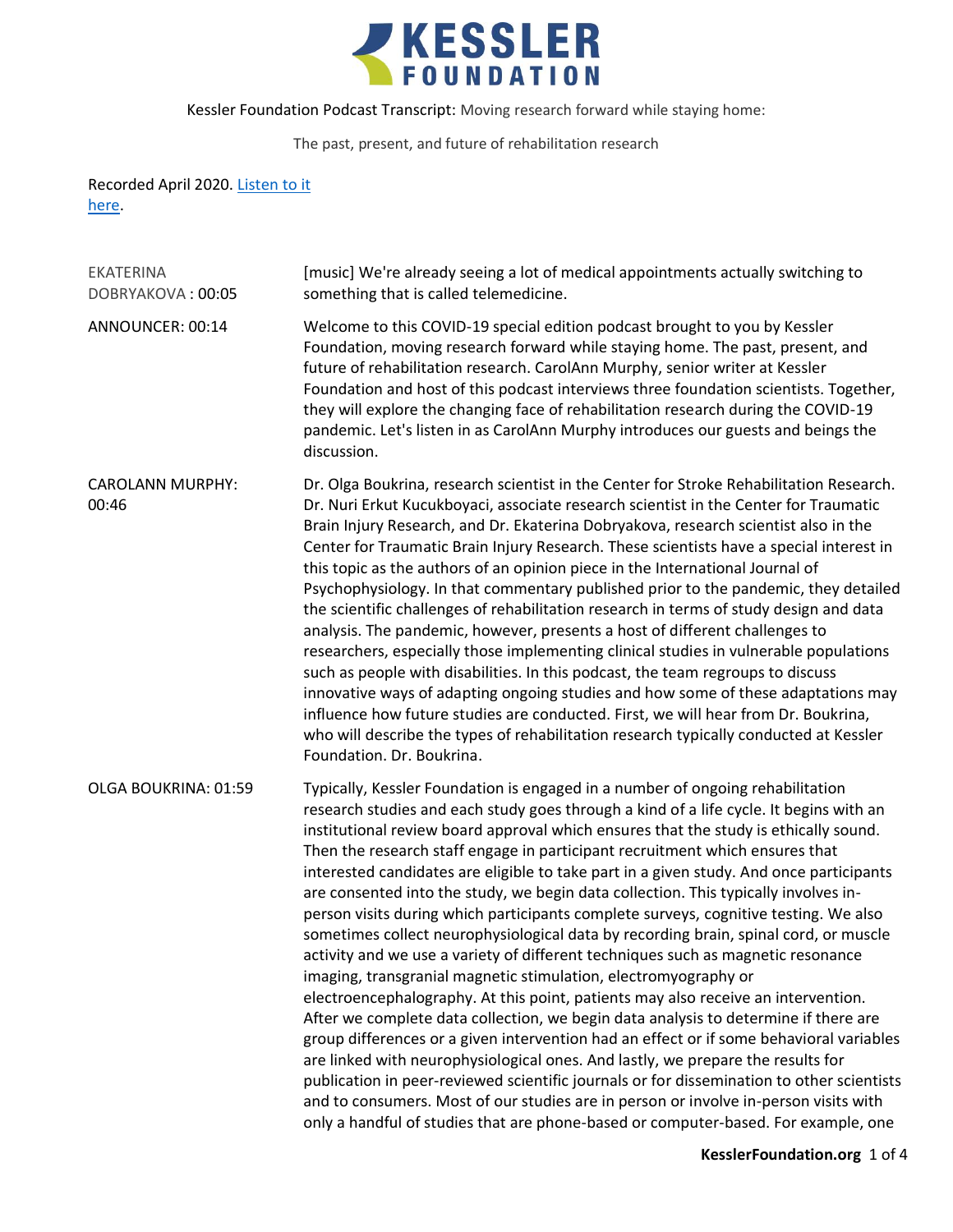# KESSLER FOUNDATION

Kessler Foundation Podcast Transcript: Moving research forward while staying home:

The past, present, and future of rehabilitation research

Recorded April 2020. [Listen to it here](#).

| | |
|---|---|
| EKATERINA DOBRYAKOVA : 00:05 | [music] We're already seeing a lot of medical appointments actually switching to something that is called telemedicine. |
| ANNOUNCER: 00:14 | Welcome to this COVID-19 special edition podcast brought to you by Kessler Foundation, moving research forward while staying home. The past, present, and future of rehabilitation research. CarolAnn Murphy, senior writer at Kessler Foundation and host of this podcast interviews three foundation scientists. Together, they will explore the changing face of rehabilitation research during the COVID-19 pandemic. Let's listen in as CarolAnn Murphy introduces our guests and beings the discussion. |
| CAROLANN MURPHY: 00:46 | Dr. Olga Boukrina, research scientist in the Center for Stroke Rehabilitation Research. Dr. Nuri Erkut Kucukboyaci, associate research scientist in the Center for Traumatic Brain Injury Research, and Dr. Ekaterina Dobryakova, research scientist also in the Center for Traumatic Brain Injury Research. These scientists have a special interest in this topic as the authors of an opinion piece in the International Journal of Psychophysiology. In that commentary published prior to the pandemic, they detailed the scientific challenges of rehabilitation research in terms of study design and data analysis. The pandemic, however, presents a host of different challenges to researchers, especially those implementing clinical studies in vulnerable populations such as people with disabilities. In this podcast, the team regroups to discuss innovative ways of adapting ongoing studies and how some of these adaptations may influence how future studies are conducted. First, we will hear from Dr. Boukrina, who will describe the types of rehabilitation research typically conducted at Kessler Foundation. Dr. Boukrina. |
| OLGA BOUKRINA: 01:59 | Typically, Kessler Foundation is engaged in a number of ongoing rehabilitation research studies and each study goes through a kind of a life cycle. It begins with an institutional review board approval which ensures that the study is ethically sound. Then the research staff engage in participant recruitment which ensures that interested candidates are eligible to take part in a given study. And once participants are consented into the study, we begin data collection. This typically involves in-person visits during which participants complete surveys, cognitive testing. We also sometimes collect neurophysiological data by recording brain, spinal cord, or muscle activity and we use a variety of different techniques such as magnetic resonance imaging, transgranial magnetic stimulation, electromyography or electroencephalography. At this point, patients may also receive an intervention. After we complete data collection, we begin data analysis to determine if there are group differences or a given intervention had an effect or if some behavioral variables are linked with neurophysiological ones. And lastly, we prepare the results for publication in peer-reviewed scientific journals or for dissemination to other scientists and to consumers. Most of our studies are in person or involve in-person visits with only a handful of studies that are phone-based or computer-based. For example, one |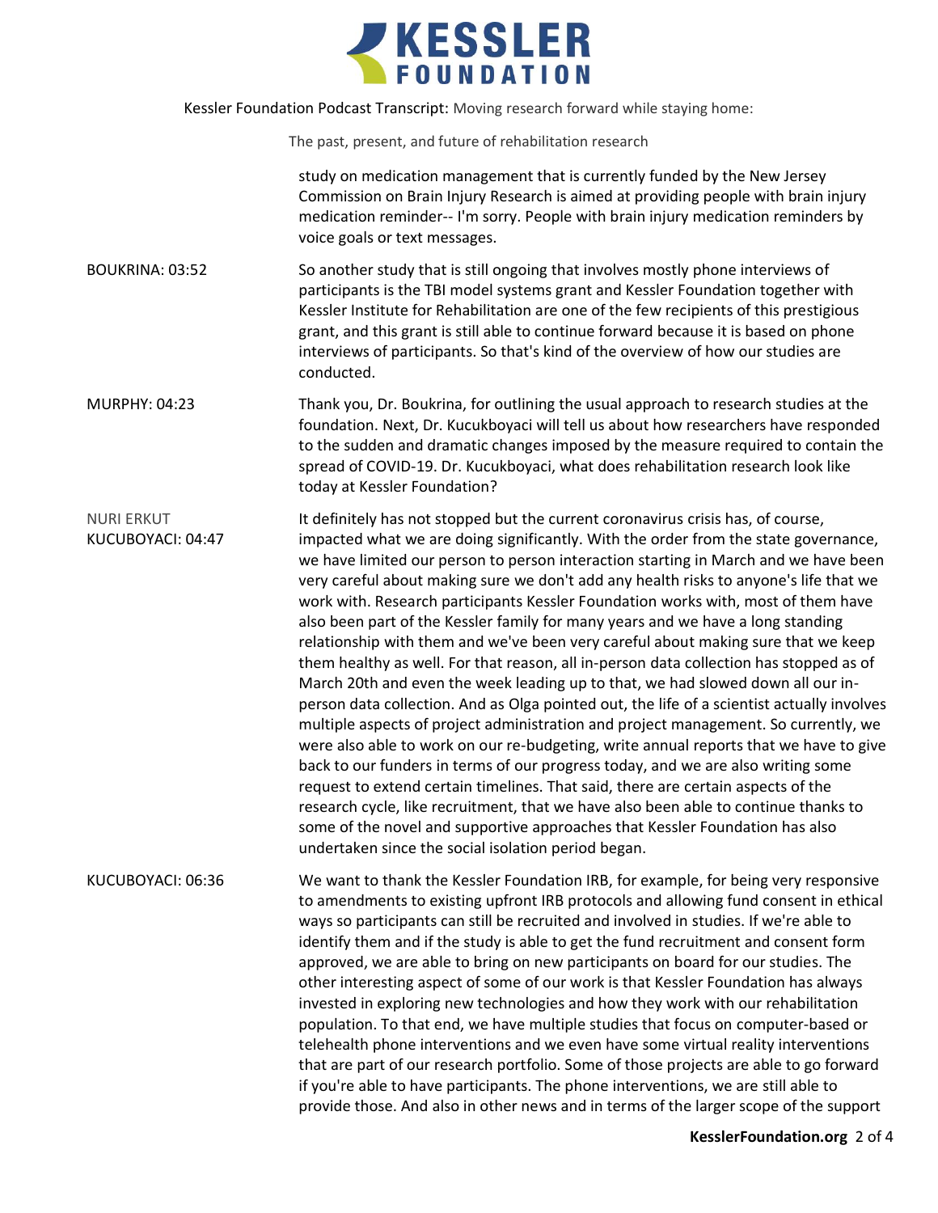study on medication management that is currently funded by the New Jersey Commission on Brain Injury Research is aimed at providing people with brain injury medication reminder-- I'm sorry. People with brain injury medication reminders by voice goals or text messages.

**BOUKRINA: 03:52**

So another study that is still ongoing that involves mostly phone interviews of participants is the TBI model systems grant and Kessler Foundation together with Kessler Institute for Rehabilitation are one of the few recipients of this prestigious grant, and this grant is still able to continue forward because it is based on phone interviews of participants. So that's kind of the overview of how our studies are conducted.

**MURPHY: 04:23**

Thank you, Dr. Boukrina, for outlining the usual approach to research studies at the foundation. Next, Dr. Kucukboyaci will tell us about how researchers have responded to the sudden and dramatic changes imposed by the measure required to contain the spread of COVID-19. Dr. Kucukboyaci, what does rehabilitation research look like today at Kessler Foundation?

**NURI ERKUT KUCUBOYACI: 04:47**

It definitely has not stopped but the current coronavirus crisis has, of course, impacted what we are doing significantly. With the order from the state governance, we have limited our person to person interaction starting in March and we have been very careful about making sure we don't add any health risks to anyone's life that we work with. Research participants Kessler Foundation works with, most of them have also been part of the Kessler family for many years and we have a long standing relationship with them and we've been very careful about making sure that we keep them healthy as well. For that reason, all in-person data collection has stopped as of March 20th and even the week leading up to that, we had slowed down all our in-person data collection. And as Olga pointed out, the life of a scientist actually involves multiple aspects of project administration and project management. So currently, we were also able to work on our re-budgeting, write annual reports that we have to give back to our funders in terms of our progress today, and we are also writing some request to extend certain timelines. That said, there are certain aspects of the research cycle, like recruitment, that we have also been able to continue thanks to some of the novel and supportive approaches that Kessler Foundation has also undertaken since the social isolation period began.

**KUCUBOYACI: 06:36**

We want to thank the Kessler Foundation IRB, for example, for being very responsive to amendments to existing upfront IRB protocols and allowing fund consent in ethical ways so participants can still be recruited and involved in studies. If we're able to identify them and if the study is able to get the fund recruitment and consent form approved, we are able to bring on new participants on board for our studies. The other interesting aspect of some of our work is that Kessler Foundation has always invested in exploring new technologies and how they work with our rehabilitation population. To that end, we have multiple studies that focus on computer-based or telehealth phone interventions and we even have some virtual reality interventions that are part of our research portfolio. Some of those projects are able to go forward if you're able to have participants. The phone interventions, we are still able to provide those. And also in other news and in terms of the larger scope of the support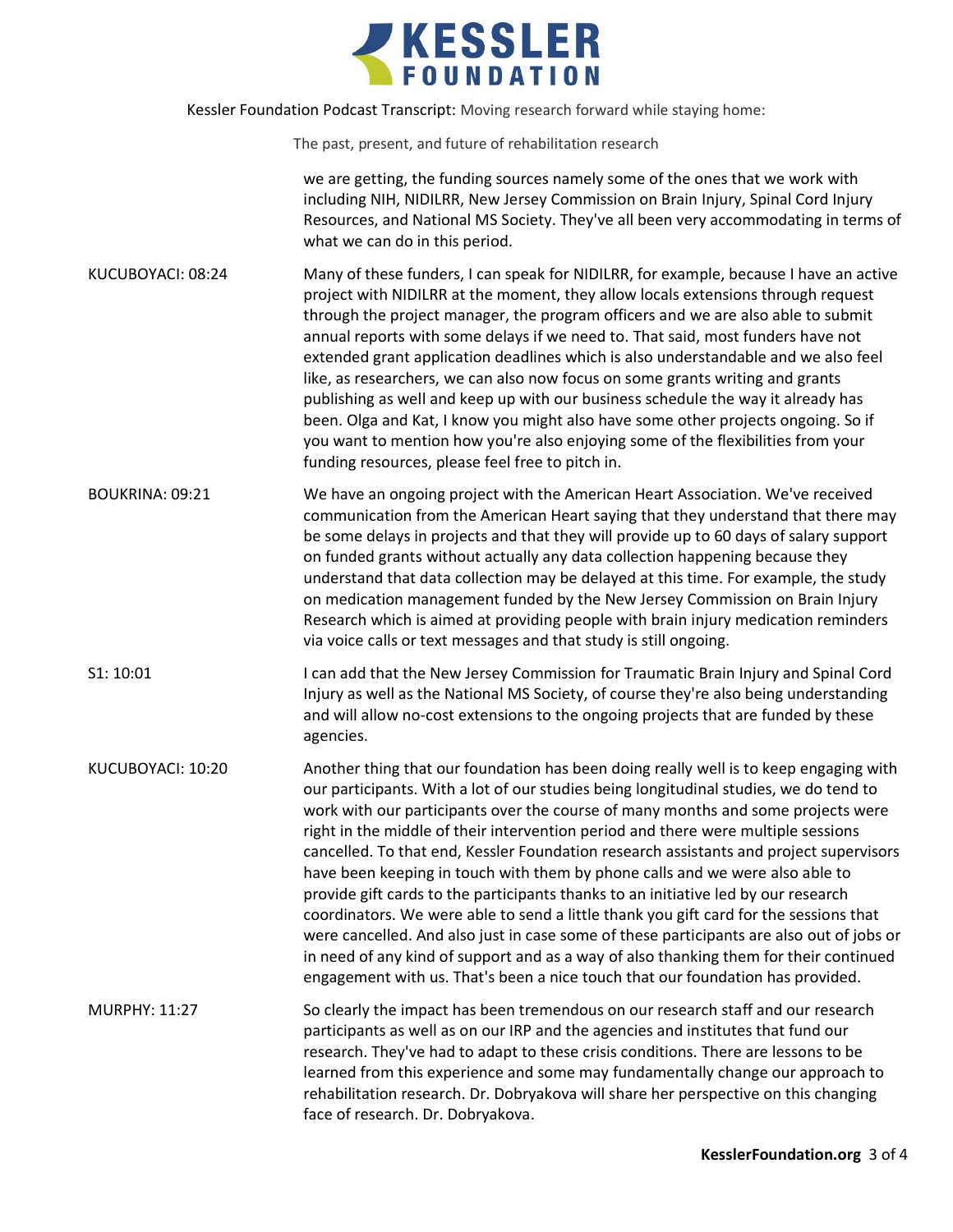we are getting, the funding sources namely some of the ones that we work with including NIH, NIDILRR, New Jersey Commission on Brain Injury, Spinal Cord Injury Resources, and National MS Society. They've all been very accommodating in terms of what we can do in this period.

KUCUBOYACI: 08:24

Many of these funders, I can speak for NIDILRR, for example, because I have an active project with NIDILRR at the moment, they allow locals extensions through request through the project manager, the program officers and we are also able to submit annual reports with some delays if we need to. That said, most funders have not extended grant application deadlines which is also understandable and we also feel like, as researchers, we can also now focus on some grants writing and grants publishing as well and keep up with our business schedule the way it already has been. Olga and Kat, I know you might also have some other projects ongoing. So if you want to mention how you're also enjoying some of the flexibilities from your funding resources, please feel free to pitch in.

BOUKRINA: 09:21

We have an ongoing project with the American Heart Association. We've received communication from the American Heart saying that they understand that there may be some delays in projects and that they will provide up to 60 days of salary support on funded grants without actually any data collection happening because they understand that data collection may be delayed at this time. For example, the study on medication management funded by the New Jersey Commission on Brain Injury Research which is aimed at providing people with brain injury medication reminders via voice calls or text messages and that study is still ongoing.

S1: 10:01

I can add that the New Jersey Commission for Traumatic Brain Injury and Spinal Cord Injury as well as the National MS Society, of course they're also being understanding and will allow no-cost extensions to the ongoing projects that are funded by these agencies.

KUCUBOYACI: 10:20

Another thing that our foundation has been doing really well is to keep engaging with our participants. With a lot of our studies being longitudinal studies, we do tend to work with our participants over the course of many months and some projects were right in the middle of their intervention period and there were multiple sessions cancelled. To that end, Kessler Foundation research assistants and project supervisors have been keeping in touch with them by phone calls and we were also able to provide gift cards to the participants thanks to an initiative led by our research coordinators. We were able to send a little thank you gift card for the sessions that were cancelled. And also just in case some of these participants are also out of jobs or in need of any kind of support and as a way of also thanking them for their continued engagement with us. That's been a nice touch that our foundation has provided.

MURPHY: 11:27

So clearly the impact has been tremendous on our research staff and our research participants as well as on our IRP and the agencies and institutes that fund our research. They've had to adapt to these crisis conditions. There are lessons to be learned from this experience and some may fundamentally change our approach to rehabilitation research. Dr. Dobryakova will share her perspective on this changing face of research. Dr. Dobryakova.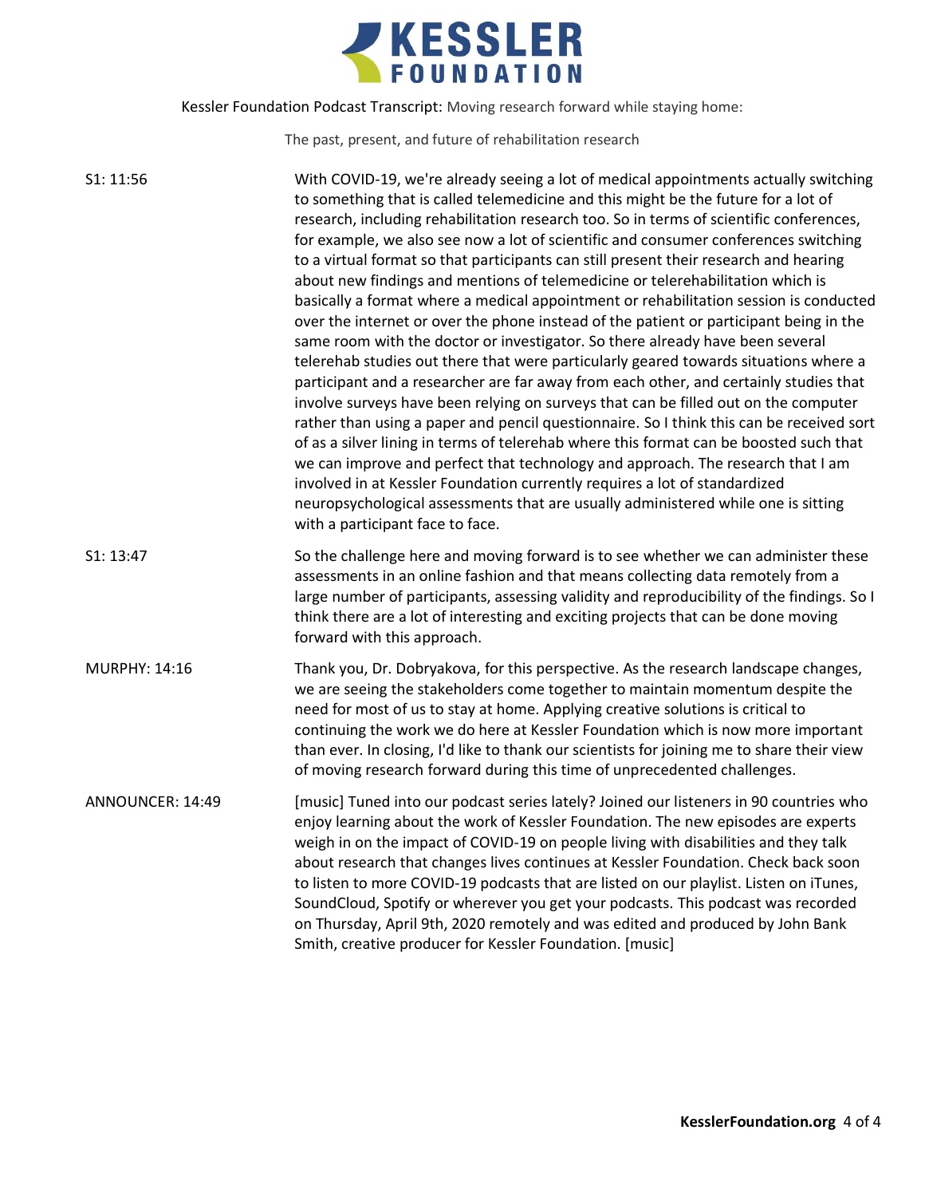S1: 11:56

With COVID-19, we're already seeing a lot of medical appointments actually switching to something that is called telemedicine and this might be the future for a lot of research, including rehabilitation research too. So in terms of scientific conferences, for example, we also see now a lot of scientific and consumer conferences switching to a virtual format so that participants can still present their research and hearing about new findings and mentions of telemedicine or telerehabilitation which is basically a format where a medical appointment or rehabilitation session is conducted over the internet or over the phone instead of the patient or participant being in the same room with the doctor or investigator. So there already have been several telerehab studies out there that were particularly geared towards situations where a participant and a researcher are far away from each other, and certainly studies that involve surveys have been relying on surveys that can be filled out on the computer rather than using a paper and pencil questionnaire. So I think this can be received sort of as a silver lining in terms of telerehab where this format can be boosted such that we can improve and perfect that technology and approach. The research that I am involved in at Kessler Foundation currently requires a lot of standardized neuropsychological assessments that are usually administered while one is sitting with a participant face to face.

S1: 13:47

So the challenge here and moving forward is to see whether we can administer these assessments in an online fashion and that means collecting data remotely from a large number of participants, assessing validity and reproducibility of the findings. So I think there are a lot of interesting and exciting projects that can be done moving forward with this approach.

MURPHY: 14:16

Thank you, Dr. Dobryakova, for this perspective. As the research landscape changes, we are seeing the stakeholders come together to maintain momentum despite the need for most of us to stay at home. Applying creative solutions is critical to continuing the work we do here at Kessler Foundation which is now more important than ever. In closing, I'd like to thank our scientists for joining me to share their view of moving research forward during this time of unprecedented challenges.

ANNOUNCER: 14:49

[music] Tuned into our podcast series lately? Joined our listeners in 90 countries who enjoy learning about the work of Kessler Foundation. The new episodes are experts weigh in on the impact of COVID-19 on people living with disabilities and they talk about research that changes lives continues at Kessler Foundation. Check back soon to listen to more COVID-19 podcasts that are listed on our playlist. Listen on iTunes, SoundCloud, Spotify or wherever you get your podcasts. This podcast was recorded on Thursday, April 9th, 2020 remotely and was edited and produced by John Bank Smith, creative producer for Kessler Foundation. [music]